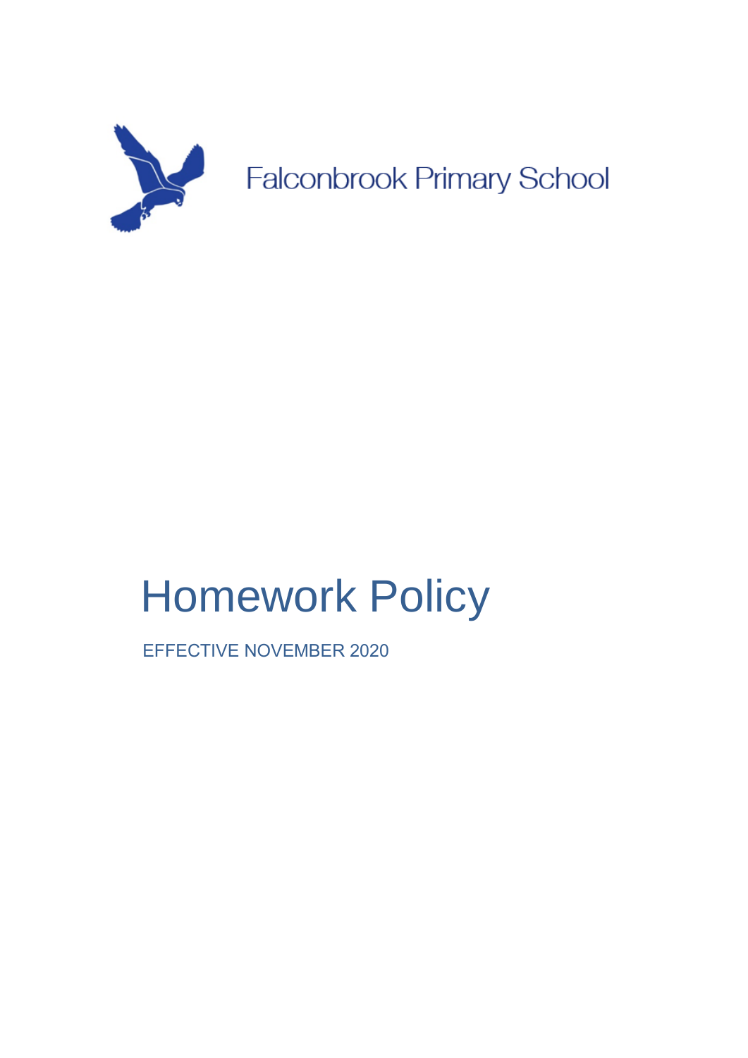Falconbrook Primary School

# Homework Policy

EFFECTIVE NOVEMBER 2020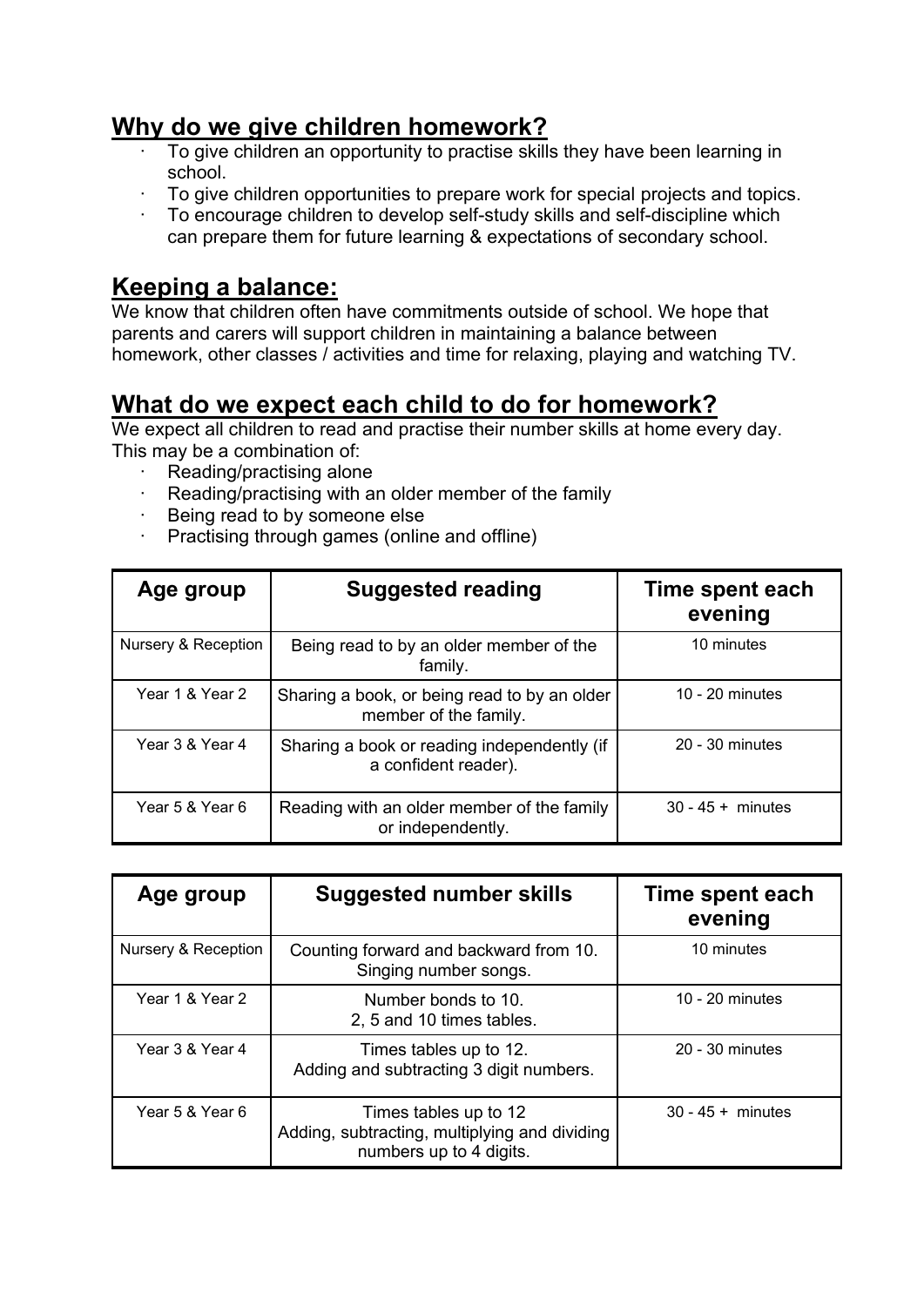## Why do we give children homework?

- To give children an opportunity to practise skills they have been learning in school.
- To give children opportunities to prepare work for special projects and topics.
- To encourage children to develop self-study skills and self-discipline which can prepare them for future learning & expectations of secondary school.

## Keeping a balance:

We know that children often have commitments outside of school. We hope that parents and carers will support children in maintaining a balance between homework, other classes / activities and time for relaxing, playing and watching TV.

## What do we expect each child to do for homework?

We expect all children to read and practise their number skills at home every day. This may be a combination of:

- Reading/practising alone
- Reading/practising with an older member of the family
- Being read to by someone else
- Practising through games (online and offline)

| Age group | Suggested reading | Time spent each evening |
|---|---|---|
| Nursery & Reception | Being read to by an older member of the family. | 10 minutes |
| Year 1 & Year 2 | Sharing a book, or being read to by an older member of the family. | 10 - 20 minutes |
| Year 3 & Year 4 | Sharing a book or reading independently (if a confident reader). | 20 - 30 minutes |
| Year 5 & Year 6 | Reading with an older member of the family or independently. | 30 - 45 + minutes |

| Age group | Suggested number skills | Time spent each evening |
|---|---|---|
| Nursery & Reception | Counting forward and backward from 10. Singing number songs. | 10 minutes |
| Year 1 & Year 2 | Number bonds to 10. 2, 5 and 10 times tables. | 10 - 20 minutes |
| Year 3 & Year 4 | Times tables up to 12. Adding and subtracting 3 digit numbers. | 20 - 30 minutes |
| Year 5 & Year 6 | Times tables up to 12 Adding, subtracting, multiplying and dividing numbers up to 4 digits. | 30 - 45 + minutes |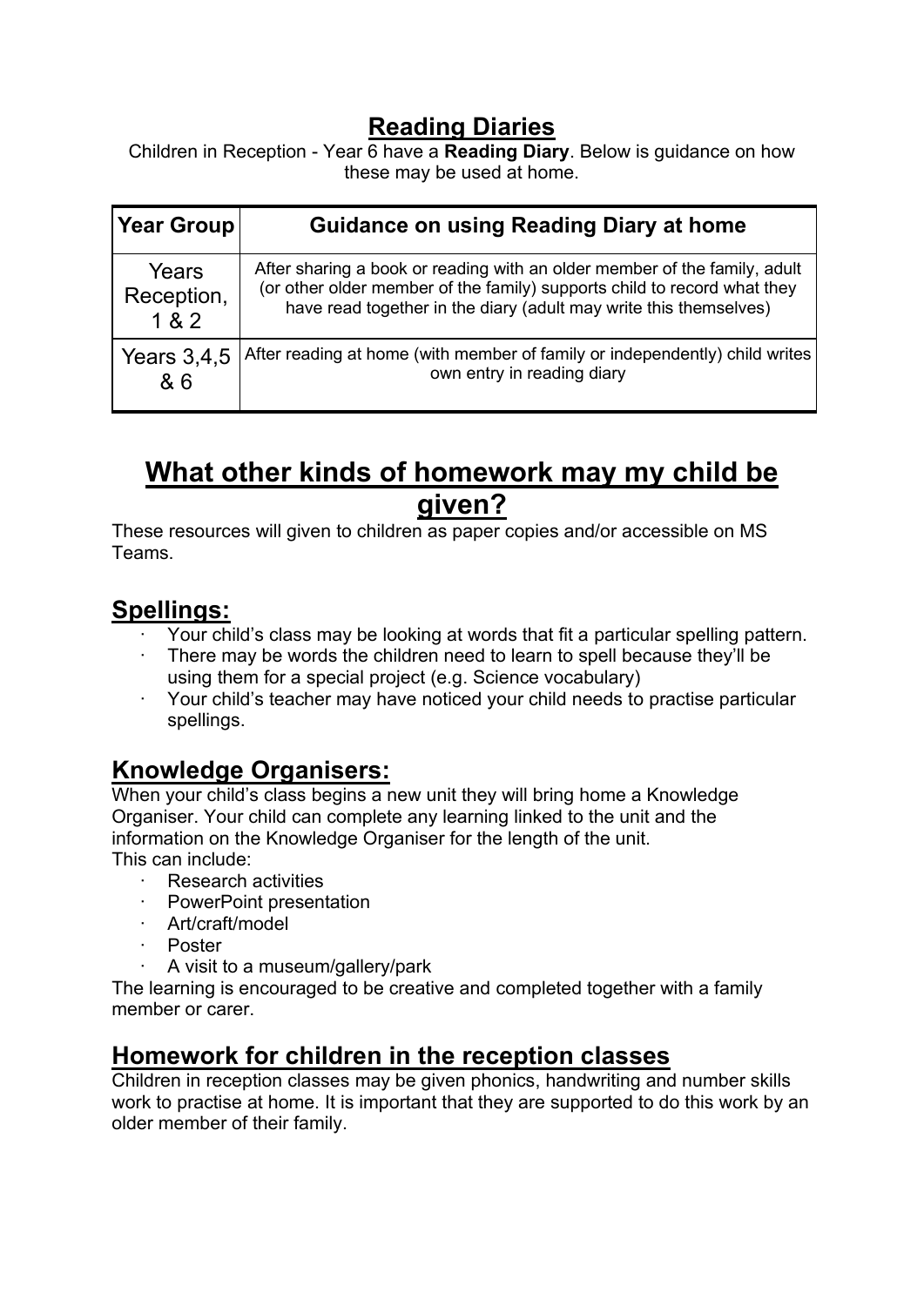## Reading Diaries

Children in Reception - Year 6 have a **Reading Diary**. Below is guidance on how these may be used at home.

| Year Group | Guidance on using Reading Diary at home |
|---|---|
| Years Reception, 1 & 2 | After sharing a book or reading with an older member of the family, adult (or other older member of the family) supports child to record what they have read together in the diary (adult may write this themselves) |
| Years 3,4,5 & 6 | After reading at home (with member of family or independently) child writes own entry in reading diary |

# What other kinds of homework may my child be given?

These resources will given to children as paper copies and/or accessible on MS Teams.

## Spellings:

- Your child's class may be looking at words that fit a particular spelling pattern.
- There may be words the children need to learn to spell because they'll be using them for a special project (e.g. Science vocabulary)
- Your child's teacher may have noticed your child needs to practise particular spellings.

## Knowledge Organisers:

When your child's class begins a new unit they will bring home a Knowledge Organiser. Your child can complete any learning linked to the unit and the information on the Knowledge Organiser for the length of the unit.
This can include:

- Research activities
- PowerPoint presentation
- Art/craft/model
- Poster
- A visit to a museum/gallery/park

The learning is encouraged to be creative and completed together with a family member or carer.

## Homework for children in the reception classes

Children in reception classes may be given phonics, handwriting and number skills work to practise at home. It is important that they are supported to do this work by an older member of their family.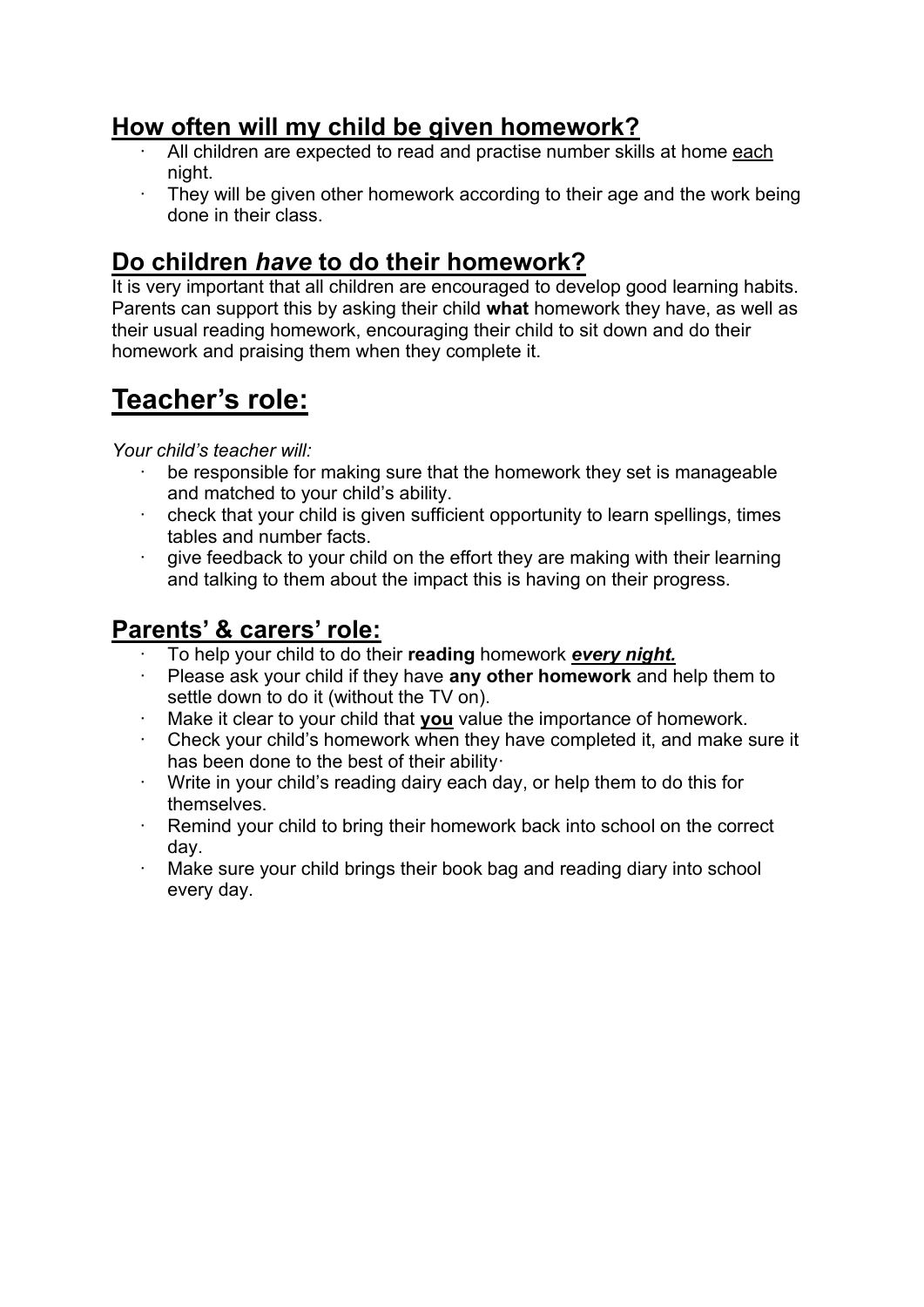## How often will my child be given homework?

- All children are expected to read and practise number skills at home each night.
- They will be given other homework according to their age and the work being done in their class.

## Do children *have* to do their homework?

It is very important that all children are encouraged to develop good learning habits. Parents can support this by asking their child **what** homework they have, as well as their usual reading homework, encouraging their child to sit down and do their homework and praising them when they complete it.

# Teacher's role:

*Your child's teacher will:*

- be responsible for making sure that the homework they set is manageable and matched to your child's ability.
- check that your child is given sufficient opportunity to learn spellings, times tables and number facts.
- give feedback to your child on the effort they are making with their learning and talking to them about the impact this is having on their progress.

## Parents' & carers' role:

- To help your child to do their **reading** homework ***every night.***
- Please ask your child if they have **any other homework** and help them to settle down to do it (without the TV on).
- Make it clear to your child that **you** value the importance of homework.
- Check your child's homework when they have completed it, and make sure it has been done to the best of their ability·
- Write in your child's reading dairy each day, or help them to do this for themselves.
- Remind your child to bring their homework back into school on the correct day.
- Make sure your child brings their book bag and reading diary into school every day.